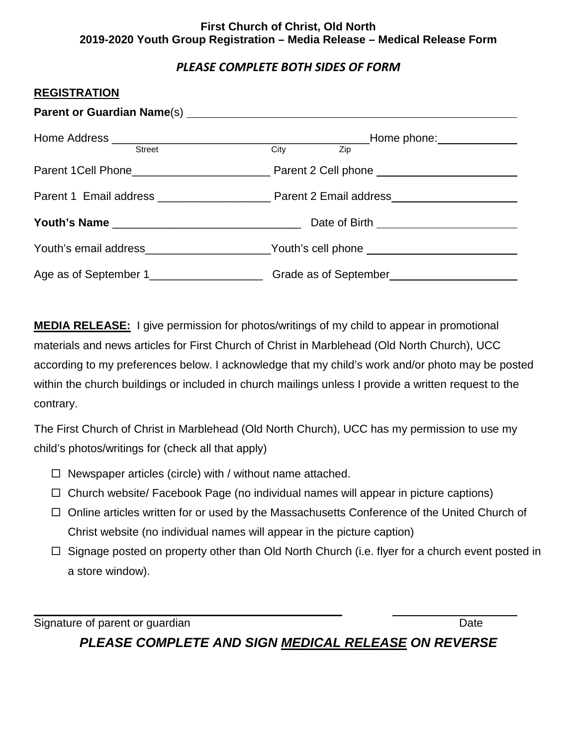**First Church of Christ, Old North**
**2019-2020 Youth Group Registration – Media Release – Medical Release Form**

***PLEASE COMPLETE BOTH SIDES OF FORM***

## REGISTRATION

**Parent or Guardian Name**(s) ______________________________________________

Home Address ________________________________________Home phone:_____________
Street City Zip

Parent 1Cell Phone______________________ Parent 2 Cell phone _______________________

Parent 1 Email address __________________ Parent 2 Email address____________________

**Youth's Name** ______________________________ Date of Birth ______________________

Youth's email address____________________Youth's cell phone ________________________

Age as of September 1__________________ Grade as of September____________________

**MEDIA RELEASE:** I give permission for photos/writings of my child to appear in promotional materials and news articles for First Church of Christ in Marblehead (Old North Church), UCC according to my preferences below. I acknowledge that my child's work and/or photo may be posted within the church buildings or included in church mailings unless I provide a written request to the contrary.

The First Church of Christ in Marblehead (Old North Church), UCC has my permission to use my child's photos/writings for (check all that apply)

- ☐ Newspaper articles (circle) with / without name attached.
- ☐ Church website/ Facebook Page (no individual names will appear in picture captions)
- ☐ Online articles written for or used by the Massachusetts Conference of the United Church of Christ website (no individual names will appear in the picture caption)
- ☐ Signage posted on property other than Old North Church (i.e. flyer for a church event posted in a store window).

_____________________________________________ ____________________
Signature of parent or guardian Date

***PLEASE COMPLETE AND SIGN MEDICAL RELEASE ON REVERSE***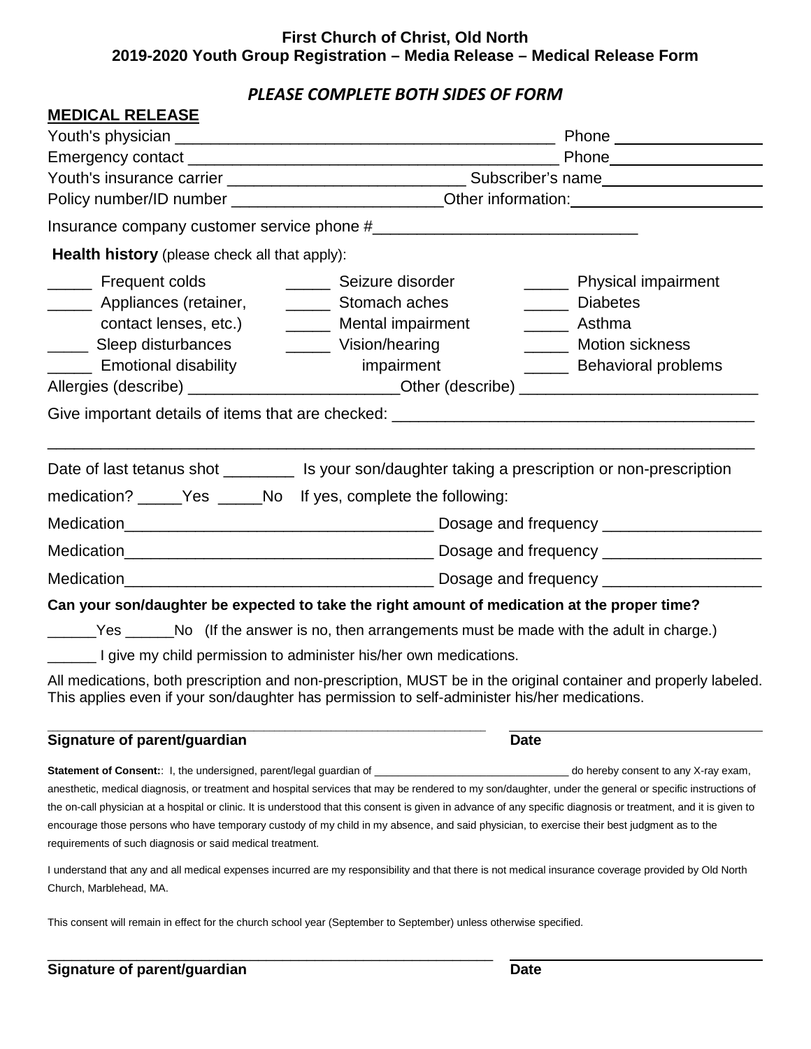**First Church of Christ, Old North**
**2019-2020 Youth Group Registration – Media Release – Medical Release Form**

***PLEASE COMPLETE BOTH SIDES OF FORM***

## MEDICAL RELEASE

Youth's physician ___________________________________________ Phone ________________

Emergency contact __________________________________________ Phone________________

Youth's insurance carrier ___________________________ Subscriber's name_________________

Policy number/ID number ________________________Other information:____________________

Insurance company customer service phone #______________________________

**Health history** (please check all that apply):

_____ Frequent colds
_____ Appliances (retainer, contact lenses, etc.)
_____ Sleep disturbances
_____ Emotional disability
_____ Seizure disorder
_____ Stomach aches
_____ Mental impairment
_____ Vision/hearing impairment
_____ Physical impairment
_____ Diabetes
_____ Asthma
_____ Motion sickness
_____ Behavioral problems

Allergies (describe) ________________________Other (describe) ___________________________

Give important details of items that are checked: __________________________________________

_______________________________________________________________________________

Date of last tetanus shot ________ Is your son/daughter taking a prescription or non-prescription medication? _____Yes _____No If yes, complete the following:

Medication___________________________________ Dosage and frequency __________________

Medication___________________________________ Dosage and frequency __________________

Medication___________________________________ Dosage and frequency __________________

**Can your son/daughter be expected to take the right amount of medication at the proper time?**

______Yes ______No (If the answer is no, then arrangements must be made with the adult in charge.)

______ I give my child permission to administer his/her own medications.

All medications, both prescription and non-prescription, MUST be in the original container and properly labeled. This applies even if your son/daughter has permission to self-administer his/her medications.

_________________________________________________________ ________________________________

**Signature of parent/guardian** **Date**

**Statement of Consent:**: I, the undersigned, parent/legal guardian of ________________________________ do hereby consent to any X-ray exam, anesthetic, medical diagnosis, or treatment and hospital services that may be rendered to my son/daughter, under the general or specific instructions of the on-call physician at a hospital or clinic. It is understood that this consent is given in advance of any specific diagnosis or treatment, and it is given to encourage those persons who have temporary custody of my child in my absence, and said physician, to exercise their best judgment as to the requirements of such diagnosis or said medical treatment.

I understand that any and all medical expenses incurred are my responsibility and that there is not medical insurance coverage provided by Old North Church, Marblehead, MA.

This consent will remain in effect for the church school year (September to September) unless otherwise specified.

_________________________________________________________ ________________________________

**Signature of parent/guardian** **Date**